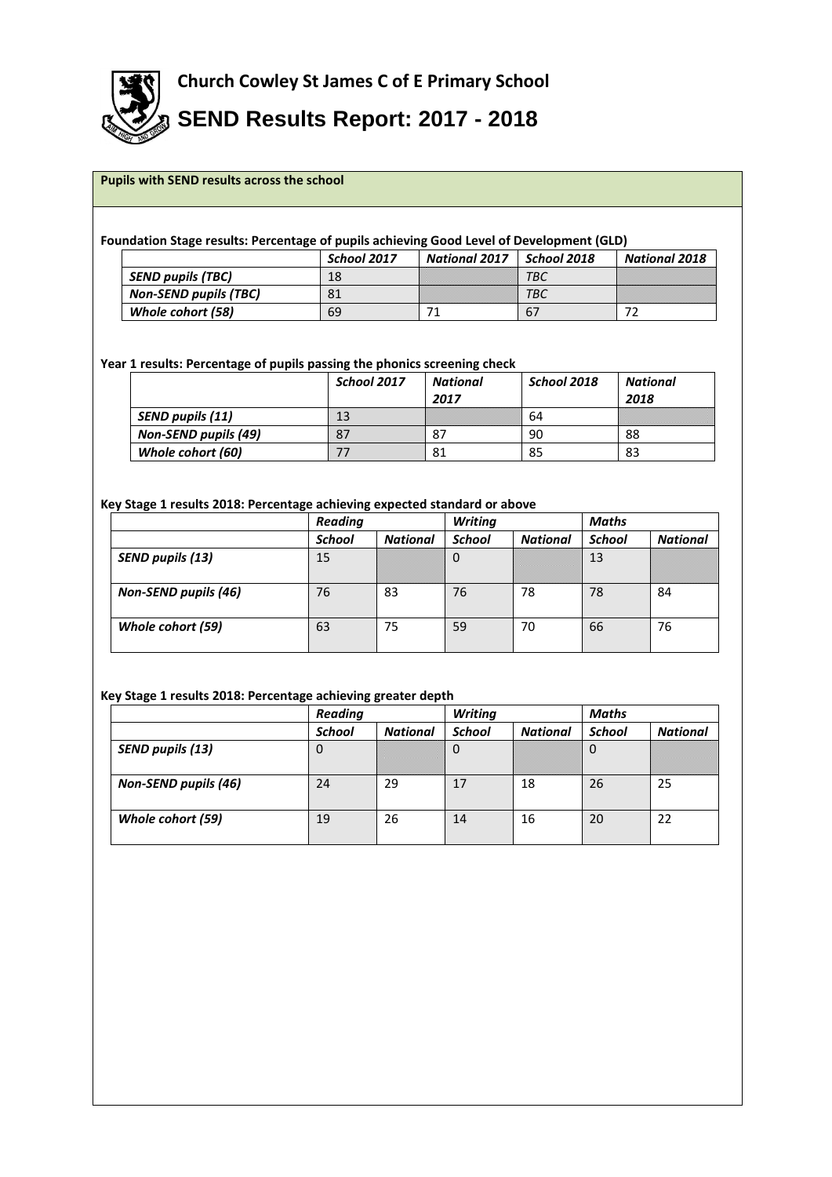# Church Cowley St James C of E Primary School

# SEND Results Report: 2017 - 2018

**Pupils with SEND results across the school**

**Foundation Stage results: Percentage of pupils achieving Good Level of Development (GLD)**

| | *School 2017* | *National 2017* | *School 2018* | *National 2018* |
|---|---|---|---|---|
| ***SEND pupils (TBC)*** | 18 | | *TBC* | |
| ***Non-SEND pupils (TBC)*** | 81 | | *TBC* | |
| ***Whole cohort (58)*** | 69 | 71 | 67 | 72 |

**Year 1 results: Percentage of pupils passing the phonics screening check**

| | *School 2017* | *National 2017* | *School 2018* | *National 2018* |
|---|---|---|---|---|
| ***SEND pupils (11)*** | 13 | | 64 | |
| ***Non-SEND pupils (49)*** | 87 | 87 | 90 | 88 |
| ***Whole cohort (60)*** | 77 | 81 | 85 | 83 |

**Key Stage 1 results 2018: Percentage achieving expected standard or above**

| | *Reading* | | *Writing* | | *Maths* | |
|---|---|---|---|---|---|---|
| | *School* | *National* | *School* | *National* | *School* | *National* |
| ***SEND pupils (13)*** | 15 | | 0 | | 13 | |
| ***Non-SEND pupils (46)*** | 76 | 83 | 76 | 78 | 78 | 84 |
| ***Whole cohort (59)*** | 63 | 75 | 59 | 70 | 66 | 76 |

**Key Stage 1 results 2018: Percentage achieving greater depth**

| | *Reading* | | *Writing* | | *Maths* | |
|---|---|---|---|---|---|---|
| | *School* | *National* | *School* | *National* | *School* | *National* |
| ***SEND pupils (13)*** | 0 | | 0 | | 0 | |
| ***Non-SEND pupils (46)*** | 24 | 29 | 17 | 18 | 26 | 25 |
| ***Whole cohort (59)*** | 19 | 26 | 14 | 16 | 20 | 22 |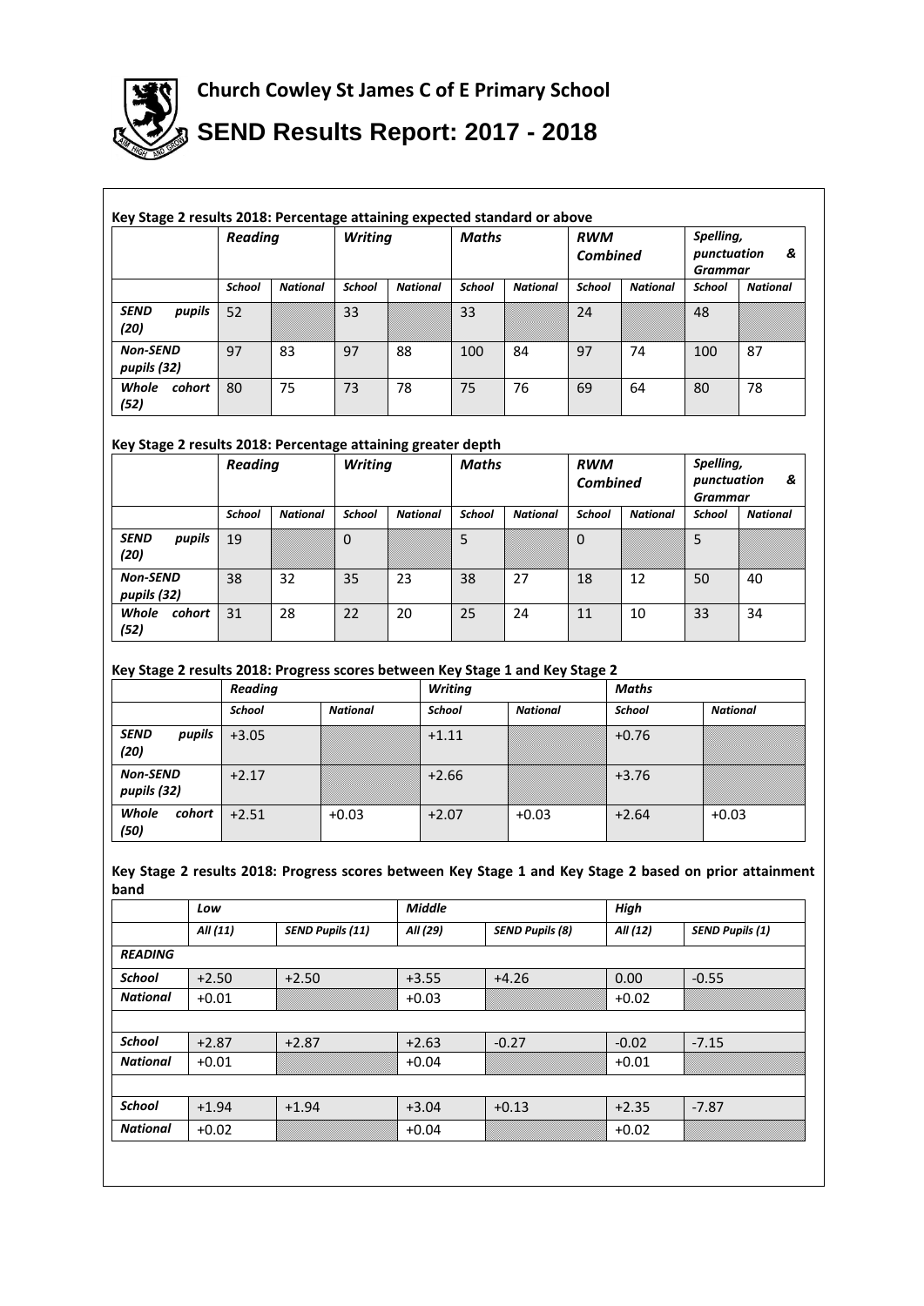# Church Cowley St James C of E Primary School

# SEND Results Report: 2017 - 2018

**Key Stage 2 results 2018: Percentage attaining expected standard or above**

| | *Reading* | | *Writing* | | *Maths* | | *RWM Combined* | | *Spelling, punctuation & Grammar* | |
|---|---|---|---|---|---|---|---|---|---|---|
| | *School* | *National* | *School* | *National* | *School* | *National* | *School* | *National* | *School* | *National* |
| ***SEND pupils (20)*** | 52 | | 33 | | 33 | | 24 | | 48 | |
| ***Non-SEND pupils (32)*** | 97 | 83 | 97 | 88 | 100 | 84 | 97 | 74 | 100 | 87 |
| ***Whole cohort (52)*** | 80 | 75 | 73 | 78 | 75 | 76 | 69 | 64 | 80 | 78 |

**Key Stage 2 results 2018: Percentage attaining greater depth**

| | *Reading* | | *Writing* | | *Maths* | | *RWM Combined* | | *Spelling, punctuation & Grammar* | |
|---|---|---|---|---|---|---|---|---|---|---|
| | *School* | *National* | *School* | *National* | *School* | *National* | *School* | *National* | *School* | *National* |
| ***SEND pupils (20)*** | 19 | | 0 | | 5 | | 0 | | 5 | |
| ***Non-SEND pupils (32)*** | 38 | 32 | 35 | 23 | 38 | 27 | 18 | 12 | 50 | 40 |
| ***Whole cohort (52)*** | 31 | 28 | 22 | 20 | 25 | 24 | 11 | 10 | 33 | 34 |

**Key Stage 2 results 2018: Progress scores between Key Stage 1 and Key Stage 2**

| | *Reading* | | *Writing* | | *Maths* | |
|---|---|---|---|---|---|---|
| | *School* | *National* | *School* | *National* | *School* | *National* |
| ***SEND pupils (20)*** | +3.05 | | +1.11 | | +0.76 | |
| ***Non-SEND pupils (32)*** | +2.17 | | +2.66 | | +3.76 | |
| ***Whole cohort (50)*** | +2.51 | +0.03 | +2.07 | +0.03 | +2.64 | +0.03 |

**Key Stage 2 results 2018: Progress scores between Key Stage 1 and Key Stage 2 based on prior attainment band**

| | *Low* | | *Middle* | | *High* | |
|---|---|---|---|---|---|---|
| | *All (11)* | *SEND Pupils (11)* | *All (29)* | *SEND Pupils (8)* | *All (12)* | *SEND Pupils (1)* |
| ***READING*** | | | | | | |
| ***School*** | +2.50 | +2.50 | +3.55 | +4.26 | 0.00 | -0.55 |
| ***National*** | +0.01 | | +0.03 | | +0.02 | |
| | | | | | | |
| ***School*** | +2.87 | +2.87 | +2.63 | -0.27 | -0.02 | -7.15 |
| ***National*** | +0.01 | | +0.04 | | +0.01 | |
| | | | | | | |
| ***School*** | +1.94 | +1.94 | +3.04 | +0.13 | +2.35 | -7.87 |
| ***National*** | +0.02 | | +0.04 | | +0.02 | |